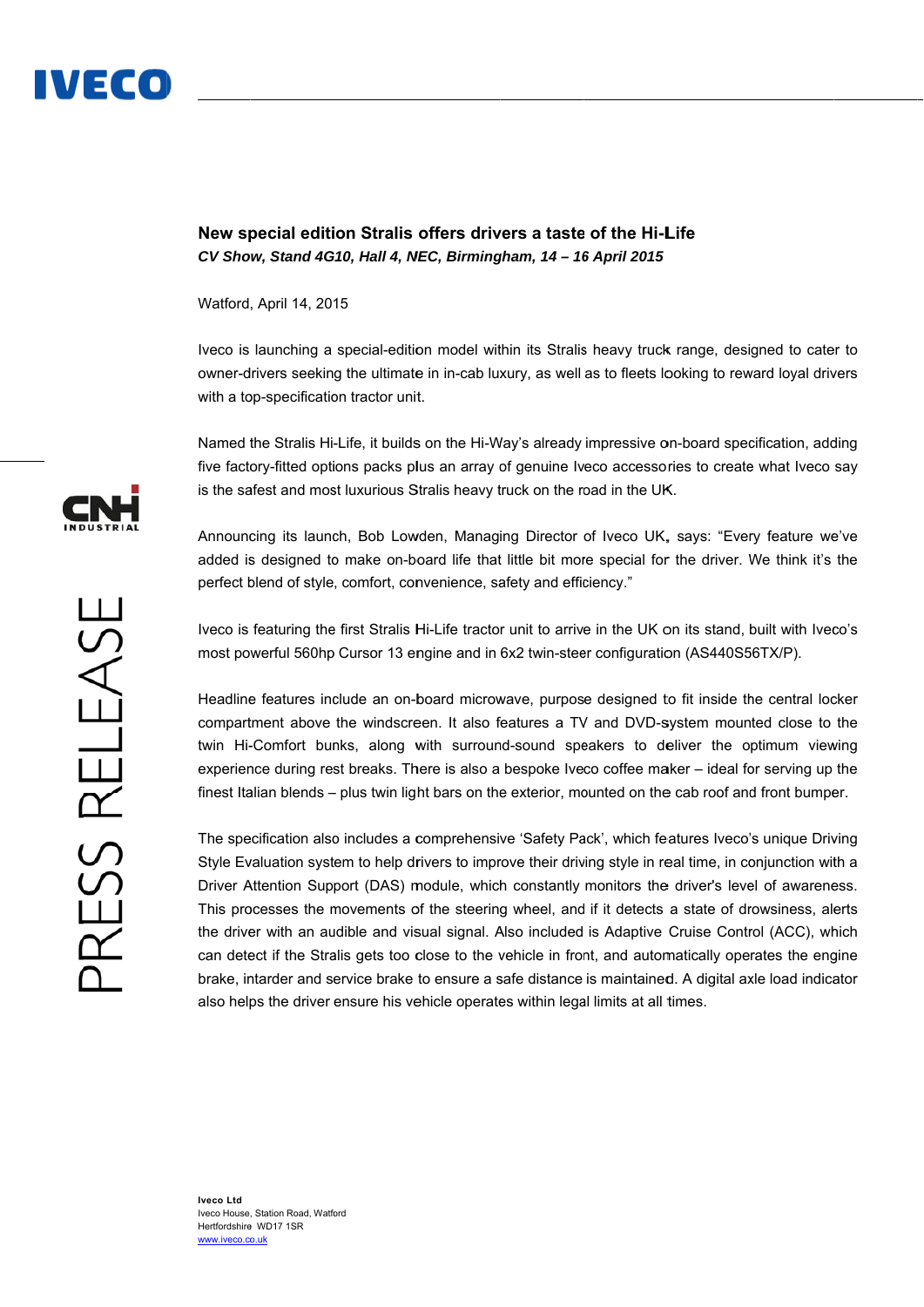## New special edition Stralis offers drivers a taste of the Hi-Life

***CV Show, Stand 4G10, Hall 4, NEC, Birmingham, 14 – 16 April 2015***

Watford, April 14, 2015

Iveco is launching a special-edition model within its Stralis heavy truck range, designed to cater to owner-drivers seeking the ultimate in in-cab luxury, as well as to fleets looking to reward loyal drivers with a top-specification tractor unit.

Named the Stralis Hi-Life, it builds on the Hi-Way's already impressive on-board specification, adding five factory-fitted options packs plus an array of genuine Iveco accessories to create what Iveco say is the safest and most luxurious Stralis heavy truck on the road in the UK.

Announcing its launch, Bob Lowden, Managing Director of Iveco UK, says: "Every feature we've added is designed to make on-board life that little bit more special for the driver. We think it's the perfect blend of style, comfort, convenience, safety and efficiency."

Iveco is featuring the first Stralis Hi-Life tractor unit to arrive in the UK on its stand, built with Iveco's most powerful 560hp Cursor 13 engine and in 6x2 twin-steer configuration (AS440S56TX/P).

Headline features include an on-board microwave, purpose designed to fit inside the central locker compartment above the windscreen. It also features a TV and DVD-system mounted close to the twin Hi-Comfort bunks, along with surround-sound speakers to deliver the optimum viewing experience during rest breaks. There is also a bespoke Iveco coffee maker – ideal for serving up the finest Italian blends – plus twin light bars on the exterior, mounted on the cab roof and front bumper.

The specification also includes a comprehensive 'Safety Pack', which features Iveco's unique Driving Style Evaluation system to help drivers to improve their driving style in real time, in conjunction with a Driver Attention Support (DAS) module, which constantly monitors the driver's level of awareness. This processes the movements of the steering wheel, and if it detects a state of drowsiness, alerts the driver with an audible and visual signal. Also included is Adaptive Cruise Control (ACC), which can detect if the Stralis gets too close to the vehicle in front, and automatically operates the engine brake, intarder and service brake to ensure a safe distance is maintained. A digital axle load indicator also helps the driver ensure his vehicle operates within legal limits at all times.

**Iveco Ltd**
Iveco House, Station Road, Watford
Hertfordshire WD17 1SR
www.iveco.co.uk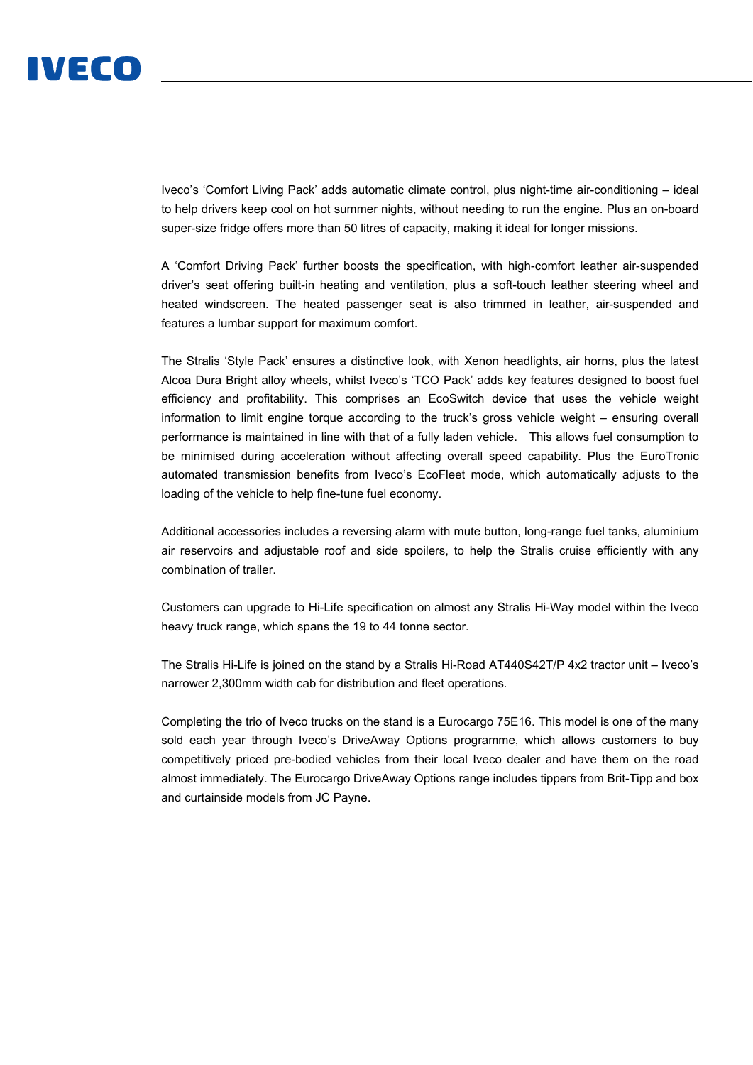Iveco's 'Comfort Living Pack' adds automatic climate control, plus night-time air-conditioning – ideal to help drivers keep cool on hot summer nights, without needing to run the engine. Plus an on-board super-size fridge offers more than 50 litres of capacity, making it ideal for longer missions.

A 'Comfort Driving Pack' further boosts the specification, with high-comfort leather air-suspended driver's seat offering built-in heating and ventilation, plus a soft-touch leather steering wheel and heated windscreen. The heated passenger seat is also trimmed in leather, air-suspended and features a lumbar support for maximum comfort.

The Stralis 'Style Pack' ensures a distinctive look, with Xenon headlights, air horns, plus the latest Alcoa Dura Bright alloy wheels, whilst Iveco's 'TCO Pack' adds key features designed to boost fuel efficiency and profitability. This comprises an EcoSwitch device that uses the vehicle weight information to limit engine torque according to the truck's gross vehicle weight – ensuring overall performance is maintained in line with that of a fully laden vehicle.  This allows fuel consumption to be minimised during acceleration without affecting overall speed capability. Plus the EuroTronic automated transmission benefits from Iveco's EcoFleet mode, which automatically adjusts to the loading of the vehicle to help fine-tune fuel economy.

Additional accessories includes a reversing alarm with mute button, long-range fuel tanks, aluminium air reservoirs and adjustable roof and side spoilers, to help the Stralis cruise efficiently with any combination of trailer.

Customers can upgrade to Hi-Life specification on almost any Stralis Hi-Way model within the Iveco heavy truck range, which spans the 19 to 44 tonne sector.

The Stralis Hi-Life is joined on the stand by a Stralis Hi-Road AT440S42T/P 4x2 tractor unit – Iveco's narrower 2,300mm width cab for distribution and fleet operations.

Completing the trio of Iveco trucks on the stand is a Eurocargo 75E16. This model is one of the many sold each year through Iveco's DriveAway Options programme, which allows customers to buy competitively priced pre-bodied vehicles from their local Iveco dealer and have them on the road almost immediately. The Eurocargo DriveAway Options range includes tippers from Brit-Tipp and box and curtainside models from JC Payne.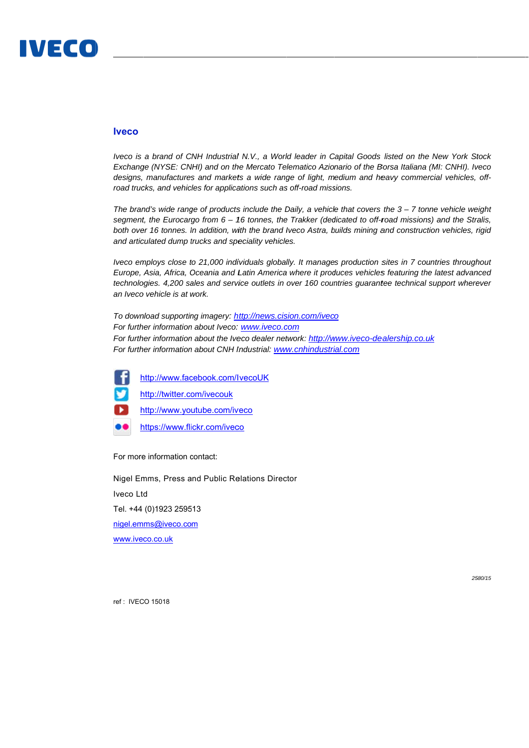## Iveco

*Iveco is a brand of CNH Industrial N.V., a World leader in Capital Goods listed on the New York Stock Exchange (NYSE: CNHI) and on the Mercato Telematico Azionario of the Borsa Italiana (MI: CNHI). Iveco designs, manufactures and markets a wide range of light, medium and heavy commercial vehicles, off-road trucks, and vehicles for applications such as off-road missions.*

*The brand's wide range of products include the Daily, a vehicle that covers the 3 – 7 tonne vehicle weight segment, the Eurocargo from 6 – 16 tonnes, the Trakker (dedicated to off-road missions) and the Stralis, both over 16 tonnes. In addition, with the brand Iveco Astra, builds mining and construction vehicles, rigid and articulated dump trucks and speciality vehicles.*

*Iveco employs close to 21,000 individuals globally. It manages production sites in 7 countries throughout Europe, Asia, Africa, Oceania and Latin America where it produces vehicles featuring the latest advanced technologies. 4,200 sales and service outlets in over 160 countries guarantee technical support wherever an Iveco vehicle is at work.*

*To download supporting imagery: http://news.cision.com/iveco*
*For further information about Iveco: www.iveco.com*
*For further information about the Iveco dealer network: http://www.iveco-dealership.co.uk*
*For further information about CNH Industrial: www.cnhindustrial.com*

http://www.facebook.com/IvecoUK
http://twitter.com/ivecouk
http://www.youtube.com/iveco
https://www.flickr.com/iveco

For more information contact:

Nigel Emms, Press and Public Relations Director

Iveco Ltd

Tel. +44 (0)1923 259513

nigel.emms@iveco.com

www.iveco.co.uk

*2580/15*

ref : IVECO 15018